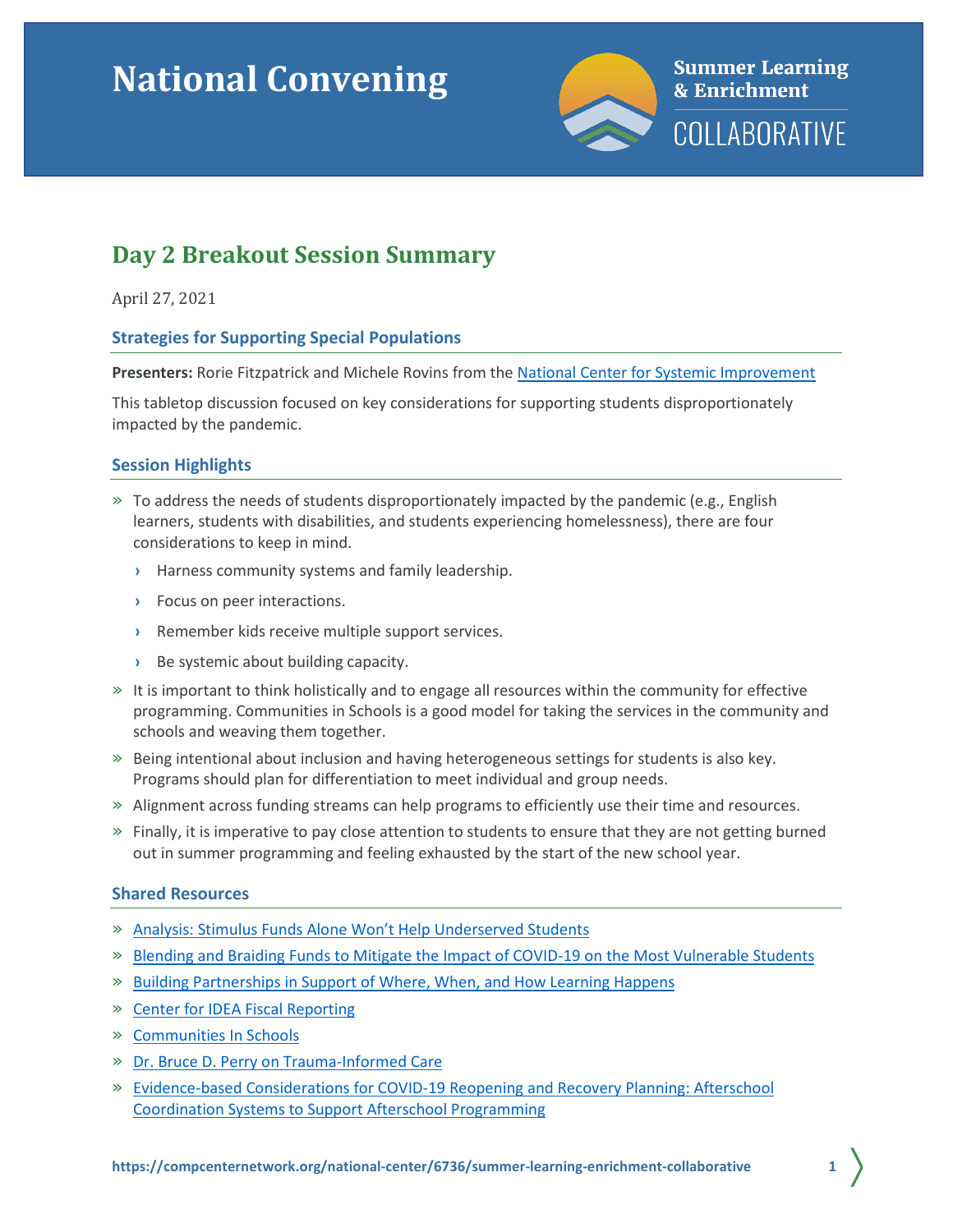# National Convening

Summer Learning & Enrichment COLLABORATIVE

## Day 2 Breakout Session Summary

April 27, 2021

### Strategies for Supporting Special Populations

**Presenters:** Rorie Fitzpatrick and Michele Rovins from the [National Center for Systemic Improvement]()

This tabletop discussion focused on key considerations for supporting students disproportionately impacted by the pandemic.

### Session Highlights

- To address the needs of students disproportionately impacted by the pandemic (e.g., English learners, students with disabilities, and students experiencing homelessness), there are four considerations to keep in mind.
  - Harness community systems and family leadership.
  - Focus on peer interactions.
  - Remember kids receive multiple support services.
  - Be systemic about building capacity.
- It is important to think holistically and to engage all resources within the community for effective programming. Communities in Schools is a good model for taking the services in the community and schools and weaving them together.
- Being intentional about inclusion and having heterogeneous settings for students is also key. Programs should plan for differentiation to meet individual and group needs.
- Alignment across funding streams can help programs to efficiently use their time and resources.
- Finally, it is imperative to pay close attention to students to ensure that they are not getting burned out in summer programming and feeling exhausted by the start of the new school year.

### Shared Resources

- [Analysis: Stimulus Funds Alone Won't Help Underserved Students]()
- [Blending and Braiding Funds to Mitigate the Impact of COVID-19 on the Most Vulnerable Students]()
- [Building Partnerships in Support of Where, When, and How Learning Happens]()
- [Center for IDEA Fiscal Reporting]()
- [Communities In Schools]()
- [Dr. Bruce D. Perry on Trauma-Informed Care]()
- [Evidence-based Considerations for COVID-19 Reopening and Recovery Planning: Afterschool Coordination Systems to Support Afterschool Programming]()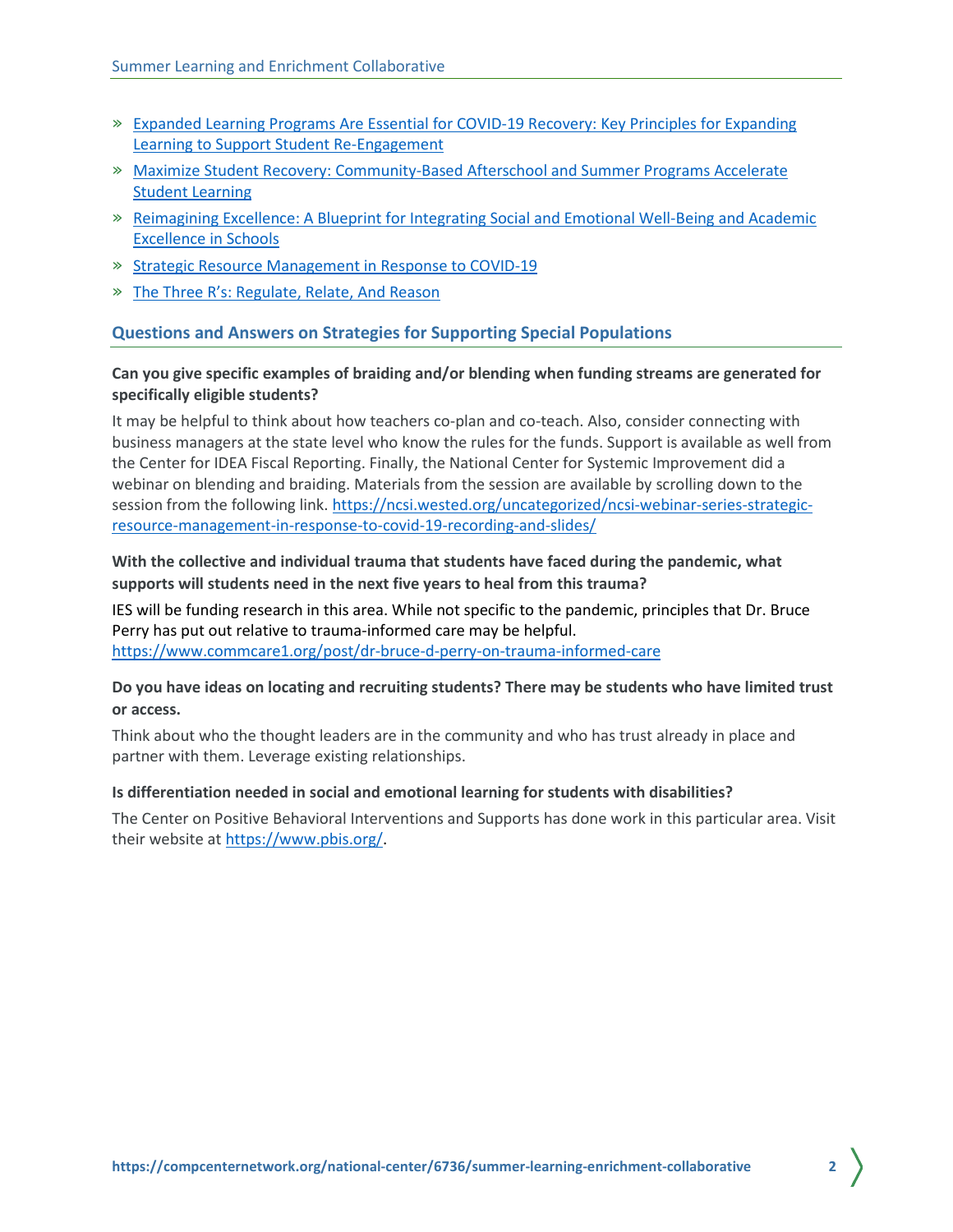- Expanded Learning Programs Are Essential for COVID-19 Recovery: Key Principles for Expanding Learning to Support Student Re-Engagement
- Maximize Student Recovery: Community-Based Afterschool and Summer Programs Accelerate Student Learning
- Reimagining Excellence: A Blueprint for Integrating Social and Emotional Well-Being and Academic Excellence in Schools
- Strategic Resource Management in Response to COVID-19
- The Three R's: Regulate, Relate, And Reason

## Questions and Answers on Strategies for Supporting Special Populations

**Can you give specific examples of braiding and/or blending when funding streams are generated for specifically eligible students?**

It may be helpful to think about how teachers co-plan and co-teach. Also, consider connecting with business managers at the state level who know the rules for the funds. Support is available as well from the Center for IDEA Fiscal Reporting. Finally, the National Center for Systemic Improvement did a webinar on blending and braiding. Materials from the session are available by scrolling down to the session from the following link. https://ncsi.wested.org/uncategorized/ncsi-webinar-series-strategic-resource-management-in-response-to-covid-19-recording-and-slides/

**With the collective and individual trauma that students have faced during the pandemic, what supports will students need in the next five years to heal from this trauma?**

IES will be funding research in this area. While not specific to the pandemic, principles that Dr. Bruce Perry has put out relative to trauma-informed care may be helpful. https://www.commcare1.org/post/dr-bruce-d-perry-on-trauma-informed-care

**Do you have ideas on locating and recruiting students? There may be students who have limited trust or access.**

Think about who the thought leaders are in the community and who has trust already in place and partner with them. Leverage existing relationships.

**Is differentiation needed in social and emotional learning for students with disabilities?**

The Center on Positive Behavioral Interventions and Supports has done work in this particular area. Visit their website at https://www.pbis.org/.